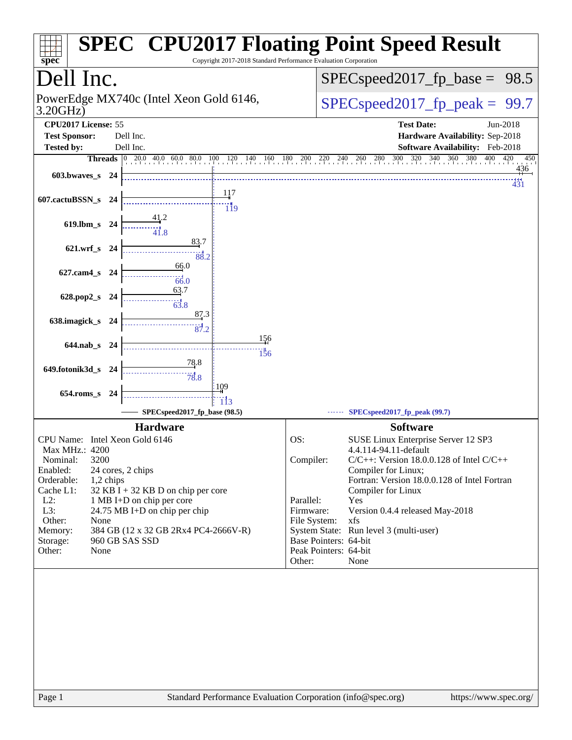# SPEC CPU2017 Floating Point Speed Result

Copyright 2017-2018 Standard Performance Evaluation Corporation

## Dell Inc.

PowerEdge MX740c (Intel Xeon Gold 6146, 3.20GHz)

SPECspeed2017_fp_base = 98.5

SPECspeed2017_fp_peak = 99.7

**CPU2017 License:** 55
**Test Sponsor:** Dell Inc.
**Tested by:** Dell Inc.

**Test Date:** Jun-2018
**Hardware Availability:** Sep-2018
**Software Availability:** Feb-2018

| Benchmark | Threads | Base | Peak |
|---|---|---|---|
| 603.bwaves_s | 24 | 436 | 431 |
| 607.cactuBSSN_s | 24 | 117 | 119 |
| 619.lbm_s | 24 | 41.2 | 41.8 |
| 621.wrf_s | 24 | 83.7 | 88.2 |
| 627.cam4_s | 24 | 66.0 | 66.0 |
| 628.pop2_s | 24 | 63.7 | 63.8 |
| 638.imagick_s | 24 | 87.3 | 87.2 |
| 644.nab_s | 24 | 156 | 156 |
| 649.fotonik3d_s | 24 | 78.8 | 78.8 |
| 654.roms_s | 24 | 109 | 113 |

SPECspeed2017_fp_base (98.5) — SPECspeed2017_fp_peak (99.7)

### Hardware

| | |
|---|---|
| CPU Name: | Intel Xeon Gold 6146 |
| Max MHz.: | 4200 |
| Nominal: | 3200 |
| Enabled: | 24 cores, 2 chips |
| Orderable: | 1,2 chips |
| Cache L1: | 32 KB I + 32 KB D on chip per core |
| L2: | 1 MB I+D on chip per core |
| L3: | 24.75 MB I+D on chip per chip |
| Other: | None |
| Memory: | 384 GB (12 x 32 GB 2Rx4 PC4-2666V-R) |
| Storage: | 960 GB SAS SSD |
| Other: | None |

### Software

| | |
|---|---|
| OS: | SUSE Linux Enterprise Server 12 SP3 4.4.114-94.11-default |
| Compiler: | C/C++: Version 18.0.0.128 of Intel C/C++ Compiler for Linux; Fortran: Version 18.0.0.128 of Intel Fortran Compiler for Linux |
| Parallel: | Yes |
| Firmware: | Version 0.4.4 released May-2018 |
| File System: | xfs |
| System State: | Run level 3 (multi-user) |
| Base Pointers: | 64-bit |
| Peak Pointers: | 64-bit |
| Other: | None |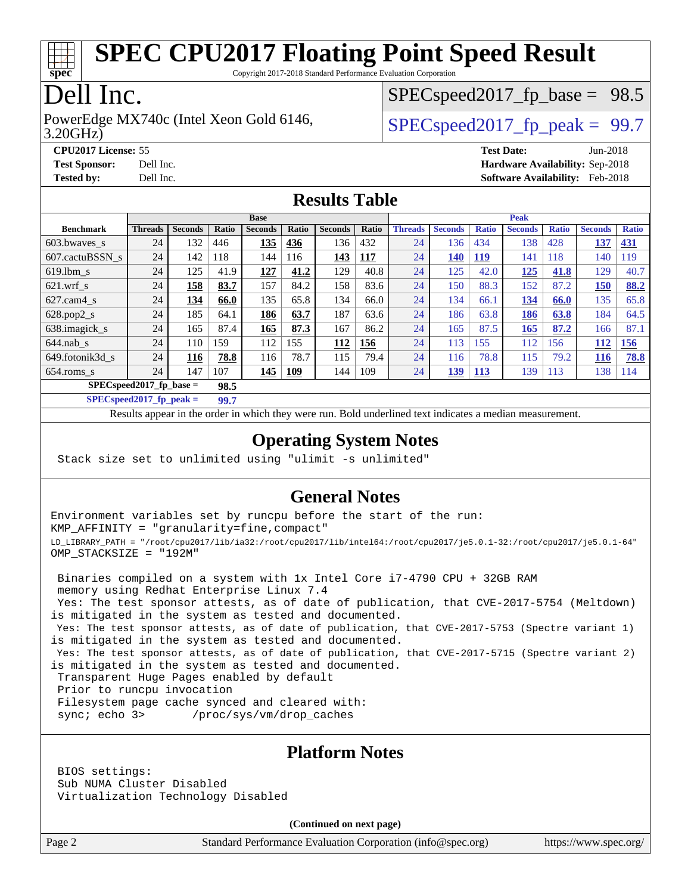# SPEC CPU2017 Floating Point Speed Result

Copyright 2017-2018 Standard Performance Evaluation Corporation

# Dell Inc.

PowerEdge MX740c (Intel Xeon Gold 6146, 3.20GHz)

SPECspeed2017_fp_base = 98.5

SPECspeed2017_fp_peak = 99.7

**CPU2017 License:** 55
**Test Sponsor:** Dell Inc.
**Tested by:** Dell Inc.

**Test Date:** Jun-2018
**Hardware Availability:** Sep-2018
**Software Availability:** Feb-2018

## Results Table

| | Base | | | | | | | Peak | | | | | | |
|---|---|---|---|---|---|---|---|---|---|---|---|---|---|---|
| **Benchmark** | **Threads** | **Seconds** | **Ratio** | **Seconds** | **Ratio** | **Seconds** | **Ratio** | **Threads** | **Seconds** | **Ratio** | **Seconds** | **Ratio** | **Seconds** | **Ratio** |
| 603.bwaves_s | 24 | 132 | 446 | **135** | **436** | 136 | 432 | 24 | 136 | 434 | 138 | 428 | **137** | **431** |
| 607.cactuBSSN_s | 24 | 142 | 118 | 144 | 116 | **143** | **117** | 24 | **140** | **119** | 141 | 118 | 140 | 119 |
| 619.lbm_s | 24 | 125 | 41.9 | **127** | **41.2** | 129 | 40.8 | 24 | 125 | 42.0 | **125** | **41.8** | 129 | 40.7 |
| 621.wrf_s | 24 | **158** | **83.7** | 157 | 84.2 | 158 | 83.6 | 24 | 150 | 88.3 | 152 | 87.2 | **150** | **88.2** |
| 627.cam4_s | 24 | **134** | **66.0** | 135 | 65.8 | 134 | 66.0 | 24 | 134 | 66.1 | **134** | **66.0** | 135 | 65.8 |
| 628.pop2_s | 24 | 185 | 64.1 | **186** | **63.7** | 187 | 63.6 | 24 | 186 | 63.8 | **186** | **63.8** | 184 | 64.5 |
| 638.imagick_s | 24 | 165 | 87.4 | **165** | **87.3** | 167 | 86.2 | 24 | 165 | 87.5 | **165** | **87.2** | 166 | 87.1 |
| 644.nab_s | 24 | 110 | 159 | 112 | 155 | **112** | **156** | 24 | 113 | 155 | 112 | 156 | **112** | **156** |
| 649.fotonik3d_s | 24 | **116** | **78.8** | 116 | 78.7 | 115 | 79.4 | 24 | 116 | 78.8 | 115 | 79.2 | **116** | **78.8** |
| 654.roms_s | 24 | 147 | 107 | **145** | **109** | 144 | 109 | 24 | **139** | **113** | 139 | 113 | 138 | 114 |

**SPECspeed2017_fp_base = 98.5**

**SPECspeed2017_fp_peak = 99.7**

Results appear in the order in which they were run. Bold underlined text indicates a median measurement.

## Operating System Notes

```
Stack size set to unlimited using "ulimit -s unlimited"
```

## General Notes

```
Environment variables set by runcpu before the start of the run:
KMP_AFFINITY = "granularity=fine,compact"
LD_LIBRARY_PATH = "/root/cpu2017/lib/ia32:/root/cpu2017/lib/intel64:/root/cpu2017/je5.0.1-32:/root/cpu2017/je5.0.1-64"
OMP_STACKSIZE = "192M"

 Binaries compiled on a system with 1x Intel Core i7-4790 CPU + 32GB RAM
 memory using Redhat Enterprise Linux 7.4
 Yes: The test sponsor attests, as of date of publication, that CVE-2017-5754 (Meltdown)
is mitigated in the system as tested and documented.
 Yes: The test sponsor attests, as of date of publication, that CVE-2017-5753 (Spectre variant 1)
is mitigated in the system as tested and documented.
 Yes: The test sponsor attests, as of date of publication, that CVE-2017-5715 (Spectre variant 2)
is mitigated in the system as tested and documented.
 Transparent Huge Pages enabled by default
 Prior to runcpu invocation
 Filesystem page cache synced and cleared with:
 sync; echo 3>       /proc/sys/vm/drop_caches
```

## Platform Notes

```
BIOS settings:
Sub NUMA Cluster Disabled
Virtualization Technology Disabled
```

(Continued on next page)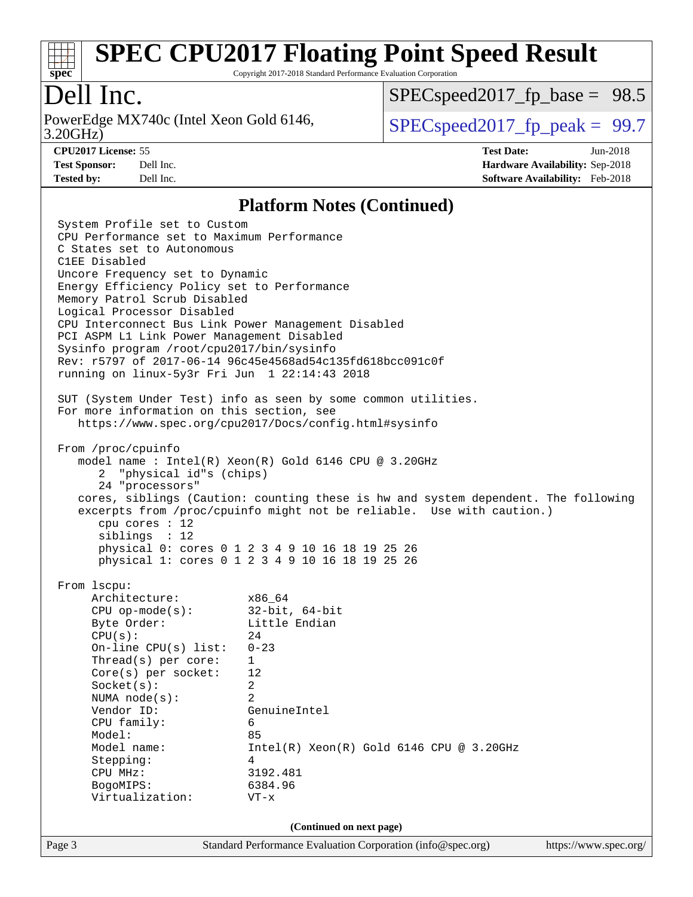## Platform Notes (Continued)

```
System Profile set to Custom
CPU Performance set to Maximum Performance
C States set to Autonomous
C1EE Disabled
Uncore Frequency set to Dynamic
Energy Efficiency Policy set to Performance
Memory Patrol Scrub Disabled
Logical Processor Disabled
CPU Interconnect Bus Link Power Management Disabled
PCI ASPM L1 Link Power Management Disabled
Sysinfo program /root/cpu2017/bin/sysinfo
Rev: r5797 of 2017-06-14 96c45e4568ad54c135fd618bcc091c0f
running on linux-5y3r Fri Jun  1 22:14:43 2018

SUT (System Under Test) info as seen by some common utilities.
For more information on this section, see
   https://www.spec.org/cpu2017/Docs/config.html#sysinfo

From /proc/cpuinfo
   model name : Intel(R) Xeon(R) Gold 6146 CPU @ 3.20GHz
      2  "physical id"s (chips)
      24 "processors"
   cores, siblings (Caution: counting these is hw and system dependent. The following
   excerpts from /proc/cpuinfo might not be reliable.  Use with caution.)
      cpu cores : 12
      siblings  : 12
      physical 0: cores 0 1 2 3 4 9 10 16 18 19 25 26
      physical 1: cores 0 1 2 3 4 9 10 16 18 19 25 26

From lscpu:
     Architecture:          x86_64
     CPU op-mode(s):        32-bit, 64-bit
     Byte Order:            Little Endian
     CPU(s):                24
     On-line CPU(s) list:   0-23
     Thread(s) per core:    1
     Core(s) per socket:    12
     Socket(s):             2
     NUMA node(s):          2
     Vendor ID:             GenuineIntel
     CPU family:            6
     Model:                 85
     Model name:            Intel(R) Xeon(R) Gold 6146 CPU @ 3.20GHz
     Stepping:              4
     CPU MHz:               3192.481
     BogoMIPS:              6384.96
     Virtualization:        VT-x
```

(Continued on next page)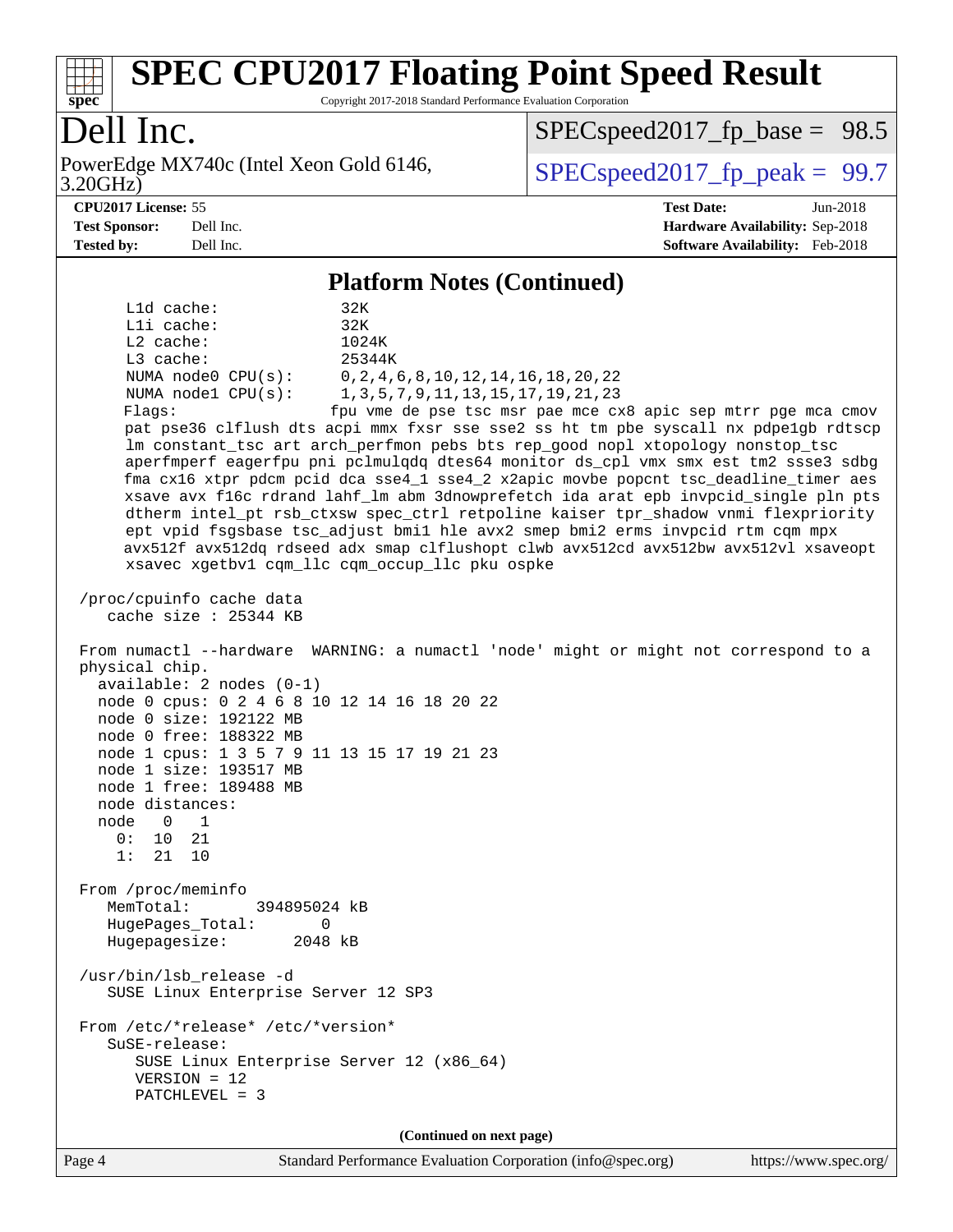## Platform Notes (Continued)

```
     L1d cache:             32K
     L1i cache:             32K
     L2 cache:              1024K
     L3 cache:              25344K
     NUMA node0 CPU(s):     0,2,4,6,8,10,12,14,16,18,20,22
     NUMA node1 CPU(s):     1,3,5,7,9,11,13,15,17,19,21,23
     Flags:                fpu vme de pse tsc msr pae mce cx8 apic sep mtrr pge mca cmov
     pat pse36 clflush dts acpi mmx fxsr sse sse2 ss ht tm pbe syscall nx pdpe1gb rdtscp
     lm constant_tsc art arch_perfmon pebs bts rep_good nopl xtopology nonstop_tsc
     aperfmperf eagerfpu pni pclmulqdq dtes64 monitor ds_cpl vmx smx est tm2 ssse3 sdbg
     fma cx16 xtpr pdcm pcid dca sse4_1 sse4_2 x2apic movbe popcnt tsc_deadline_timer aes
     xsave avx f16c rdrand lahf_lm abm 3dnowprefetch ida arat epb invpcid_single pln pts
     dtherm intel_pt rsb_ctxsw spec_ctrl retpoline kaiser tpr_shadow vnmi flexpriority
     ept vpid fsgsbase tsc_adjust bmi1 hle avx2 smep bmi2 erms invpcid rtm cqm mpx
     avx512f avx512dq rdseed adx smap clflushopt clwb avx512cd avx512bw avx512vl xsaveopt
     xsavec xgetbv1 cqm_llc cqm_occup_llc pku ospke

 /proc/cpuinfo cache data
    cache size : 25344 KB

 From numactl --hardware  WARNING: a numactl 'node' might or might not correspond to a
 physical chip.
   available: 2 nodes (0-1)
   node 0 cpus: 0 2 4 6 8 10 12 14 16 18 20 22
   node 0 size: 192122 MB
   node 0 free: 188322 MB
   node 1 cpus: 1 3 5 7 9 11 13 15 17 19 21 23
   node 1 size: 193517 MB
   node 1 free: 189488 MB
   node distances:
   node   0   1
     0:  10  21
     1:  21  10

 From /proc/meminfo
    MemTotal:       394895024 kB
    HugePages_Total:       0
    Hugepagesize:       2048 kB

 /usr/bin/lsb_release -d
    SUSE Linux Enterprise Server 12 SP3

 From /etc/*release* /etc/*version*
    SuSE-release:
       SUSE Linux Enterprise Server 12 (x86_64)
       VERSION = 12
       PATCHLEVEL = 3
```

(Continued on next page)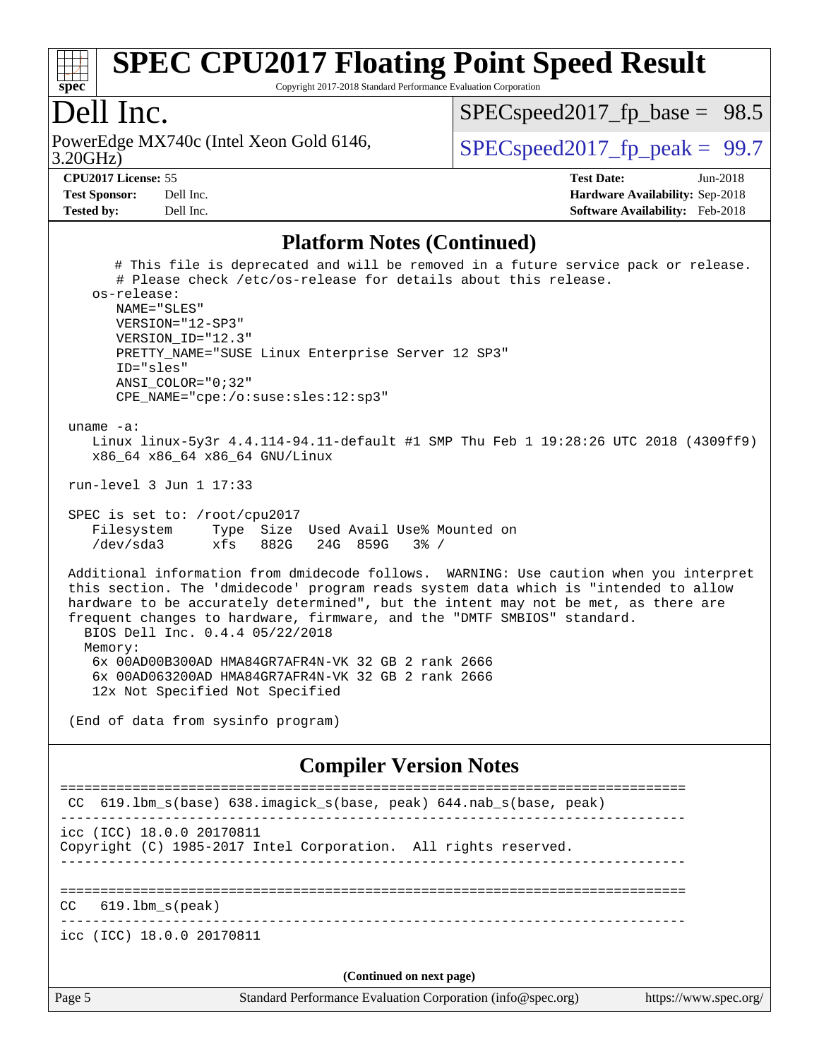## Platform Notes (Continued)

```
      # This file is deprecated and will be removed in a future service pack or release.
      # Please check /etc/os-release for details about this release.
   os-release:
      NAME="SLES"
      VERSION="12-SP3"
      VERSION_ID="12.3"
      PRETTY_NAME="SUSE Linux Enterprise Server 12 SP3"
      ID="sles"
      ANSI_COLOR="0;32"
      CPE_NAME="cpe:/o:suse:sles:12:sp3"

 uname -a:
    Linux linux-5y3r 4.4.114-94.11-default #1 SMP Thu Feb 1 19:28:26 UTC 2018 (4309ff9)
    x86_64 x86_64 x86_64 GNU/Linux

 run-level 3 Jun 1 17:33

 SPEC is set to: /root/cpu2017
    Filesystem     Type  Size  Used Avail Use% Mounted on
    /dev/sda3      xfs   882G   24G  859G   3% /

 Additional information from dmidecode follows.  WARNING: Use caution when you interpret
 this section. The 'dmidecode' program reads system data which is "intended to allow
 hardware to be accurately determined", but the intent may not be met, as there are
 frequent changes to hardware, firmware, and the "DMTF SMBIOS" standard.
   BIOS Dell Inc. 0.4.4 05/22/2018
   Memory:
    6x 00AD00B300AD HMA84GR7AFR4N-VK 32 GB 2 rank 2666
    6x 00AD063200AD HMA84GR7AFR4N-VK 32 GB 2 rank 2666
    12x Not Specified Not Specified

 (End of data from sysinfo program)
```

## Compiler Version Notes

```
==============================================================================
 CC  619.lbm_s(base) 638.imagick_s(base, peak) 644.nab_s(base, peak)
------------------------------------------------------------------------------
icc (ICC) 18.0.0 20170811
Copyright (C) 1985-2017 Intel Corporation.  All rights reserved.
------------------------------------------------------------------------------

==============================================================================
CC   619.lbm_s(peak)
------------------------------------------------------------------------------
icc (ICC) 18.0.0 20170811
```

**(Continued on next page)**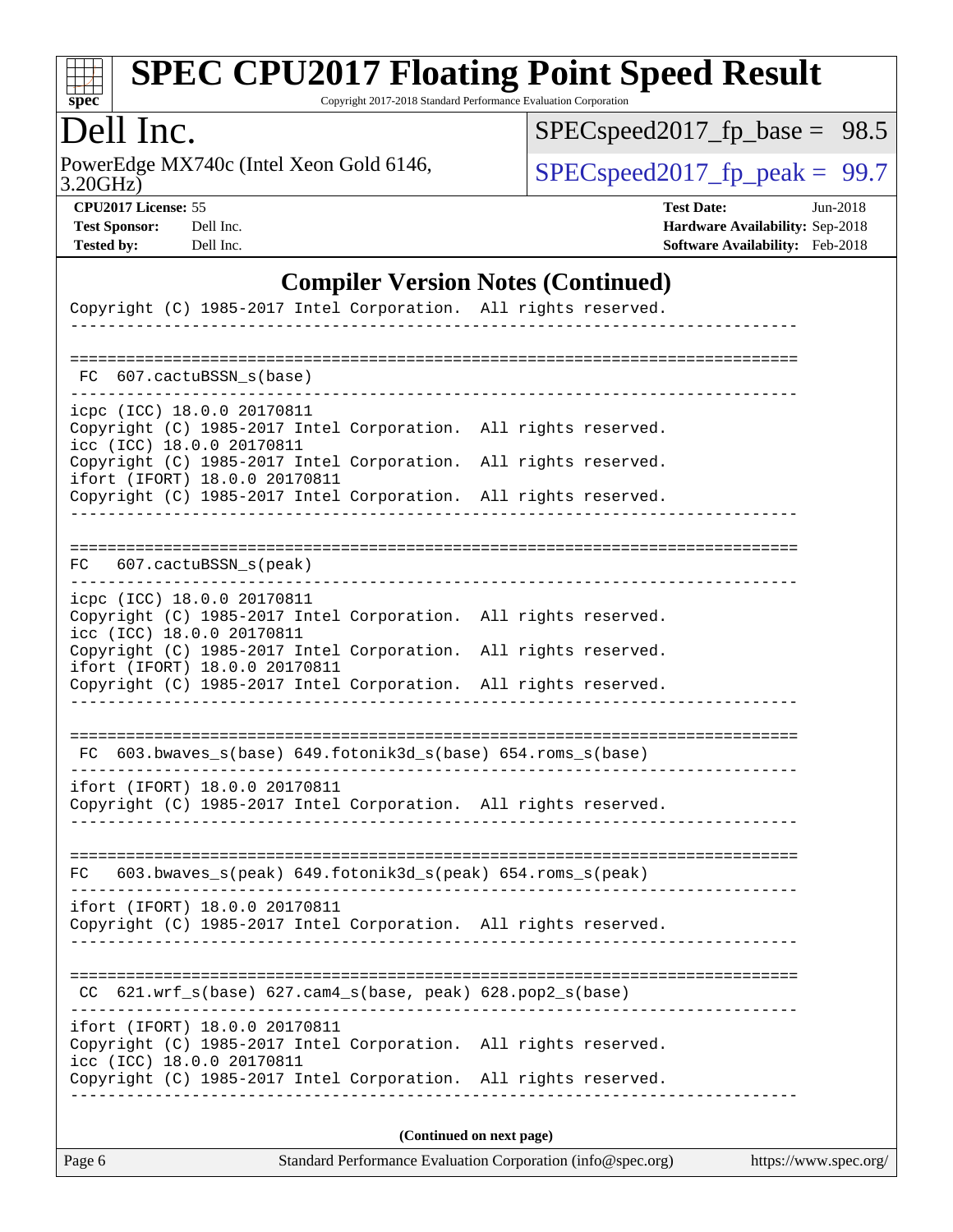## Compiler Version Notes (Continued)

```
Copyright (C) 1985-2017 Intel Corporation.  All rights reserved.
------------------------------------------------------------------------------

==============================================================================
 FC  607.cactuBSSN_s(base)
------------------------------------------------------------------------------
icpc (ICC) 18.0.0 20170811
Copyright (C) 1985-2017 Intel Corporation.  All rights reserved.
icc (ICC) 18.0.0 20170811
Copyright (C) 1985-2017 Intel Corporation.  All rights reserved.
ifort (IFORT) 18.0.0 20170811
Copyright (C) 1985-2017 Intel Corporation.  All rights reserved.
------------------------------------------------------------------------------

==============================================================================
 FC  607.cactuBSSN_s(peak)
------------------------------------------------------------------------------
icpc (ICC) 18.0.0 20170811
Copyright (C) 1985-2017 Intel Corporation.  All rights reserved.
icc (ICC) 18.0.0 20170811
Copyright (C) 1985-2017 Intel Corporation.  All rights reserved.
ifort (IFORT) 18.0.0 20170811
Copyright (C) 1985-2017 Intel Corporation.  All rights reserved.
------------------------------------------------------------------------------

==============================================================================
 FC  603.bwaves_s(base) 649.fotonik3d_s(base) 654.roms_s(base)
------------------------------------------------------------------------------
ifort (IFORT) 18.0.0 20170811
Copyright (C) 1985-2017 Intel Corporation.  All rights reserved.
------------------------------------------------------------------------------

==============================================================================
 FC  603.bwaves_s(peak) 649.fotonik3d_s(peak) 654.roms_s(peak)
------------------------------------------------------------------------------
ifort (IFORT) 18.0.0 20170811
Copyright (C) 1985-2017 Intel Corporation.  All rights reserved.
------------------------------------------------------------------------------

==============================================================================
 CC  621.wrf_s(base) 627.cam4_s(base, peak) 628.pop2_s(base)
------------------------------------------------------------------------------
ifort (IFORT) 18.0.0 20170811
Copyright (C) 1985-2017 Intel Corporation.  All rights reserved.
icc (ICC) 18.0.0 20170811
Copyright (C) 1985-2017 Intel Corporation.  All rights reserved.
------------------------------------------------------------------------------
```

**(Continued on next page)**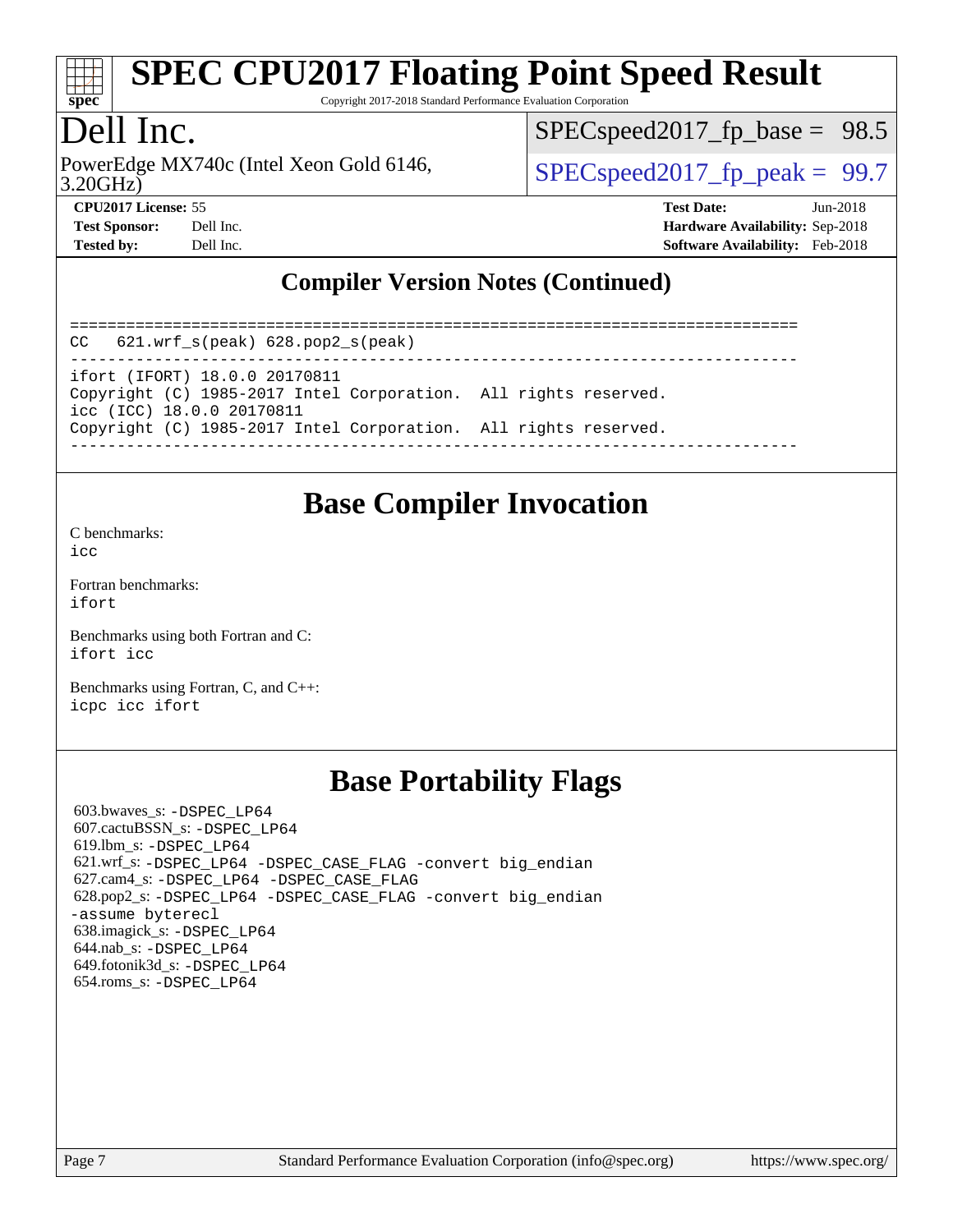## Compiler Version Notes (Continued)

```
==============================================================================
CC  621.wrf_s(peak) 628.pop2_s(peak)
------------------------------------------------------------------------------
ifort (IFORT) 18.0.0 20170811
Copyright (C) 1985-2017 Intel Corporation.  All rights reserved.
icc (ICC) 18.0.0 20170811
Copyright (C) 1985-2017 Intel Corporation.  All rights reserved.
------------------------------------------------------------------------------
```

## Base Compiler Invocation

C benchmarks:
icc

Fortran benchmarks:
ifort

Benchmarks using both Fortran and C:
ifort icc

Benchmarks using Fortran, C, and C++:
icpc icc ifort

## Base Portability Flags

603.bwaves_s: -DSPEC_LP64
607.cactuBSSN_s: -DSPEC_LP64
619.lbm_s: -DSPEC_LP64
621.wrf_s: -DSPEC_LP64 -DSPEC_CASE_FLAG -convert big_endian
627.cam4_s: -DSPEC_LP64 -DSPEC_CASE_FLAG
628.pop2_s: -DSPEC_LP64 -DSPEC_CASE_FLAG -convert big_endian -assume byterecl
638.imagick_s: -DSPEC_LP64
644.nab_s: -DSPEC_LP64
649.fotonik3d_s: -DSPEC_LP64
654.roms_s: -DSPEC_LP64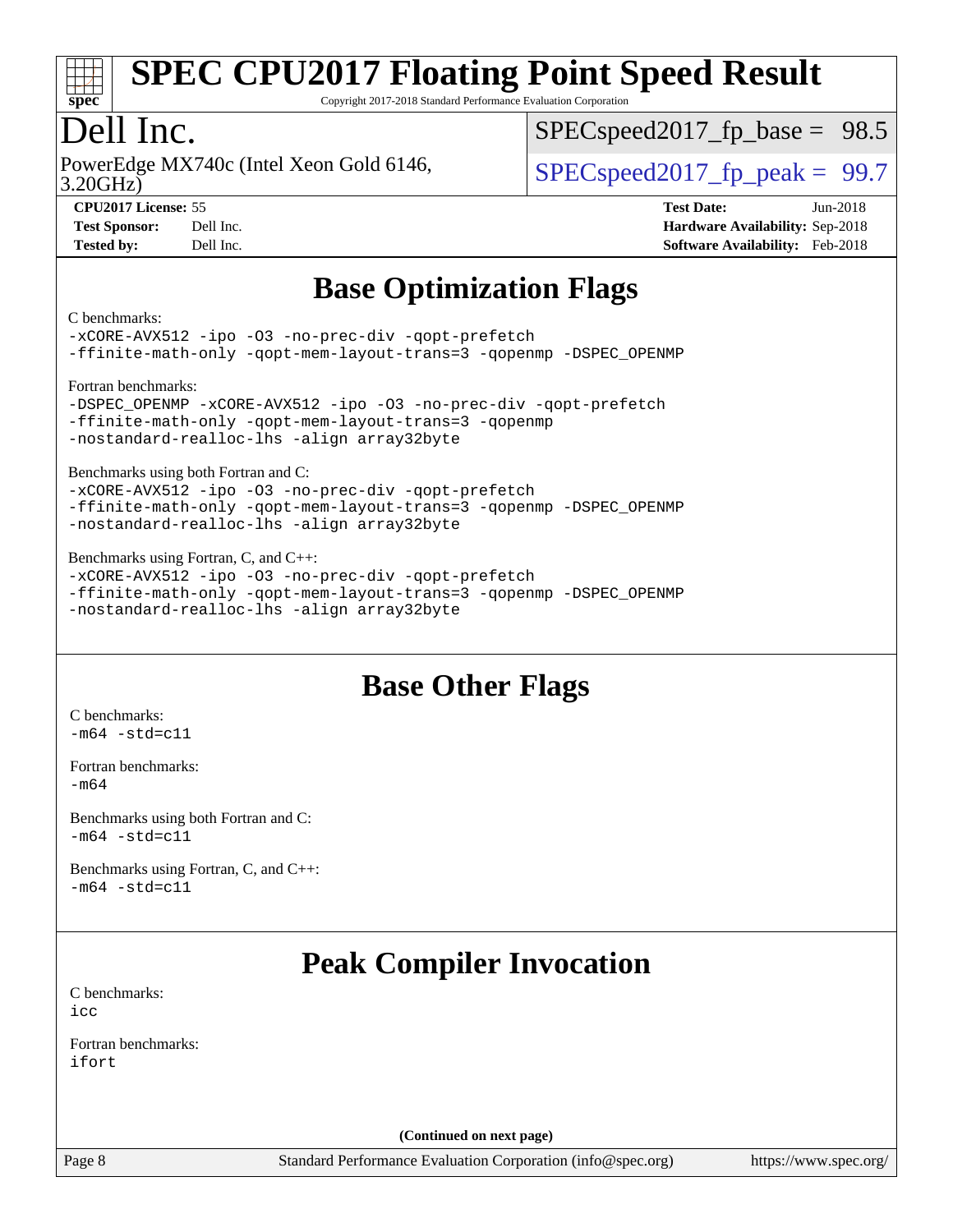# Base Optimization Flags

C benchmarks:
```
-xCORE-AVX512 -ipo -O3 -no-prec-div -qopt-prefetch
-ffinite-math-only -qopt-mem-layout-trans=3 -qopenmp -DSPEC_OPENMP
```

Fortran benchmarks:
```
-DSPEC_OPENMP -xCORE-AVX512 -ipo -O3 -no-prec-div -qopt-prefetch
-ffinite-math-only -qopt-mem-layout-trans=3 -qopenmp
-nostandard-realloc-lhs -align array32byte
```

Benchmarks using both Fortran and C:
```
-xCORE-AVX512 -ipo -O3 -no-prec-div -qopt-prefetch
-ffinite-math-only -qopt-mem-layout-trans=3 -qopenmp -DSPEC_OPENMP
-nostandard-realloc-lhs -align array32byte
```

Benchmarks using Fortran, C, and C++:
```
-xCORE-AVX512 -ipo -O3 -no-prec-div -qopt-prefetch
-ffinite-math-only -qopt-mem-layout-trans=3 -qopenmp -DSPEC_OPENMP
-nostandard-realloc-lhs -align array32byte
```

# Base Other Flags

C benchmarks:
```
-m64 -std=c11
```

Fortran benchmarks:
```
-m64
```

Benchmarks using both Fortran and C:
```
-m64 -std=c11
```

Benchmarks using Fortran, C, and C++:
```
-m64 -std=c11
```

# Peak Compiler Invocation

C benchmarks:
```
icc
```

Fortran benchmarks:
```
ifort
```

(Continued on next page)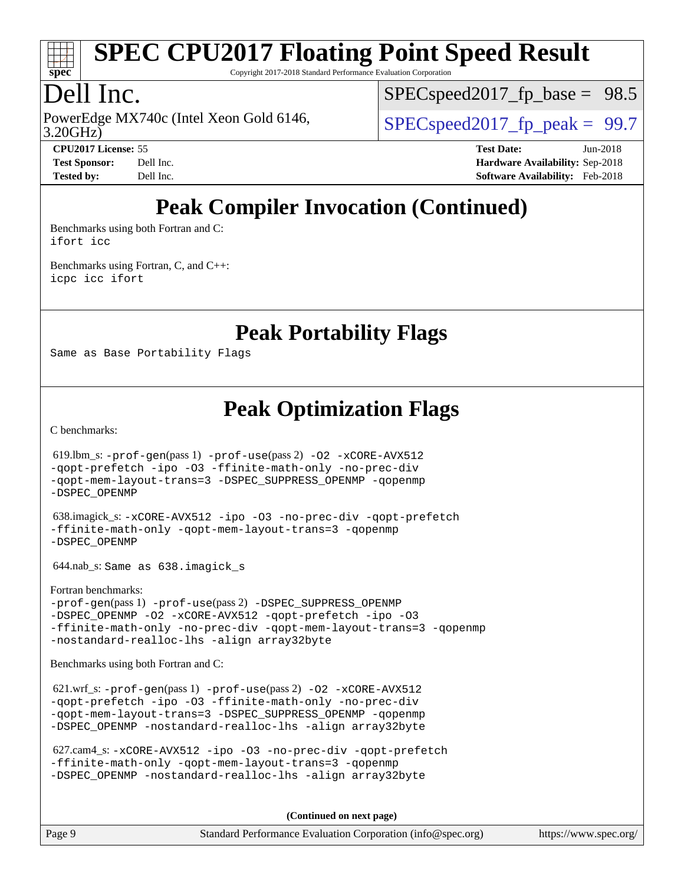## Peak Compiler Invocation (Continued)

Benchmarks using both Fortran and C:
ifort icc

Benchmarks using Fortran, C, and C++:
icpc icc ifort

## Peak Portability Flags

Same as Base Portability Flags

## Peak Optimization Flags

C benchmarks:

619.lbm_s: -prof-gen(pass 1) -prof-use(pass 2) -O2 -xCORE-AVX512 -qopt-prefetch -ipo -O3 -ffinite-math-only -no-prec-div -qopt-mem-layout-trans=3 -DSPEC_SUPPRESS_OPENMP -qopenmp -DSPEC_OPENMP

638.imagick_s: -xCORE-AVX512 -ipo -O3 -no-prec-div -qopt-prefetch -ffinite-math-only -qopt-mem-layout-trans=3 -qopenmp -DSPEC_OPENMP

644.nab_s: Same as 638.imagick_s

Fortran benchmarks:
-prof-gen(pass 1) -prof-use(pass 2) -DSPEC_SUPPRESS_OPENMP -DSPEC_OPENMP -O2 -xCORE-AVX512 -qopt-prefetch -ipo -O3 -ffinite-math-only -no-prec-div -qopt-mem-layout-trans=3 -qopenmp -nostandard-realloc-lhs -align array32byte

Benchmarks using both Fortran and C:

621.wrf_s: -prof-gen(pass 1) -prof-use(pass 2) -O2 -xCORE-AVX512 -qopt-prefetch -ipo -O3 -ffinite-math-only -no-prec-div -qopt-mem-layout-trans=3 -DSPEC_SUPPRESS_OPENMP -qopenmp -DSPEC_OPENMP -nostandard-realloc-lhs -align array32byte

627.cam4_s: -xCORE-AVX512 -ipo -O3 -no-prec-div -qopt-prefetch -ffinite-math-only -qopt-mem-layout-trans=3 -qopenmp -DSPEC_OPENMP -nostandard-realloc-lhs -align array32byte

**(Continued on next page)**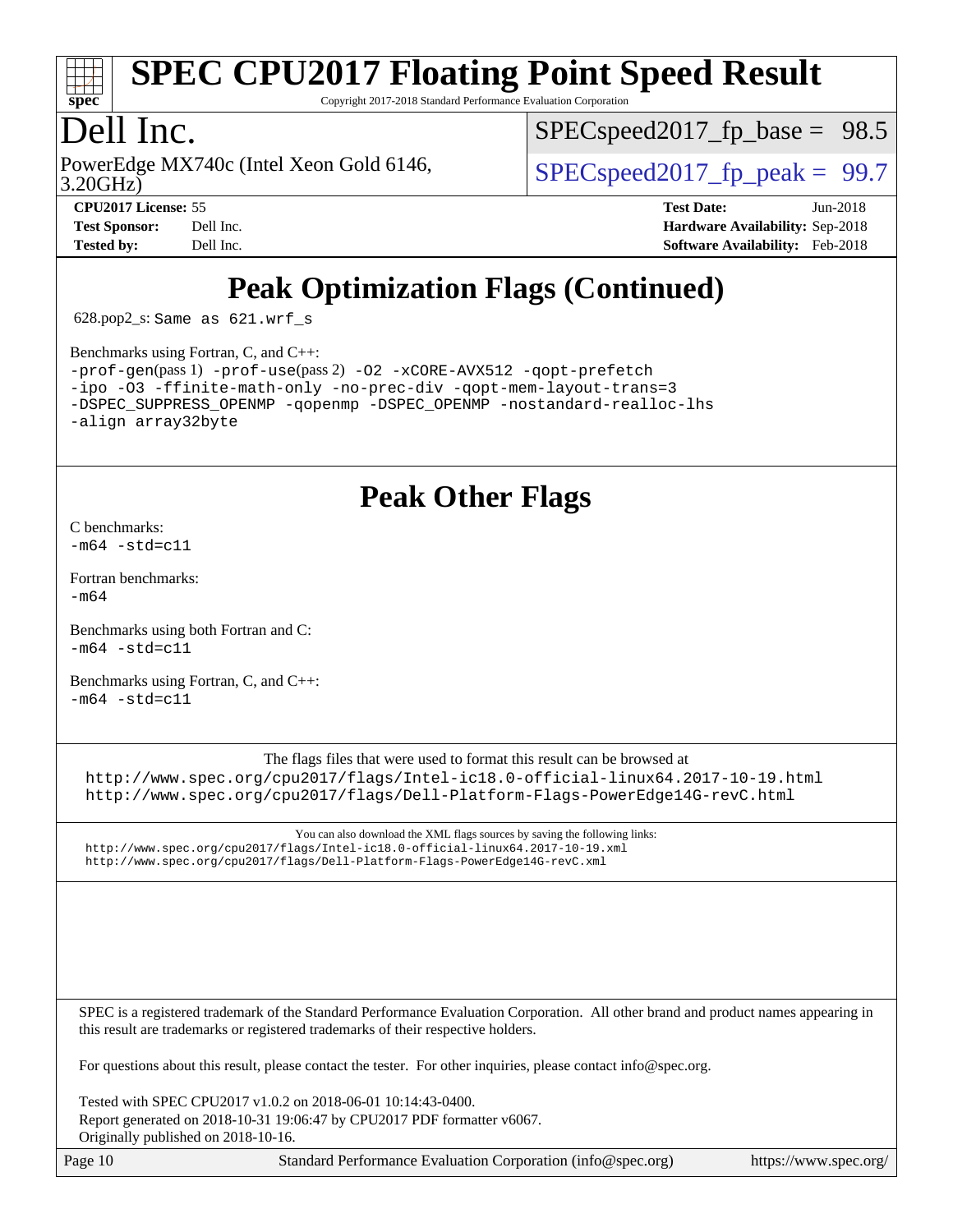# SPEC CPU2017 Floating Point Speed Result

Copyright 2017-2018 Standard Performance Evaluation Corporation

# Dell Inc.

PowerEdge MX740c (Intel Xeon Gold 6146, 3.20GHz)

SPECspeed2017_fp_base = 98.5

SPECspeed2017_fp_peak = 99.7

**CPU2017 License:** 55
**Test Sponsor:** Dell Inc.
**Tested by:** Dell Inc.

**Test Date:** Jun-2018
**Hardware Availability:** Sep-2018
**Software Availability:** Feb-2018

## Peak Optimization Flags (Continued)

628.pop2_s: `Same as 621.wrf_s`

Benchmarks using Fortran, C, and C++:
`-prof-gen`(pass 1) `-prof-use`(pass 2) `-O2 -xCORE-AVX512 -qopt-prefetch -ipo -O3 -ffinite-math-only -no-prec-div -qopt-mem-layout-trans=3 -DSPEC_SUPPRESS_OPENMP -qopenmp -DSPEC_OPENMP -nostandard-realloc-lhs -align array32byte`

## Peak Other Flags

C benchmarks:
`-m64 -std=c11`

Fortran benchmarks:
`-m64`

Benchmarks using both Fortran and C:
`-m64 -std=c11`

Benchmarks using Fortran, C, and C++:
`-m64 -std=c11`

The flags files that were used to format this result can be browsed at
http://www.spec.org/cpu2017/flags/Intel-ic18.0-official-linux64.2017-10-19.html
http://www.spec.org/cpu2017/flags/Dell-Platform-Flags-PowerEdge14G-revC.html

You can also download the XML flags sources by saving the following links:
http://www.spec.org/cpu2017/flags/Intel-ic18.0-official-linux64.2017-10-19.xml
http://www.spec.org/cpu2017/flags/Dell-Platform-Flags-PowerEdge14G-revC.xml

SPEC is a registered trademark of the Standard Performance Evaluation Corporation. All other brand and product names appearing in this result are trademarks or registered trademarks of their respective holders.

For questions about this result, please contact the tester. For other inquiries, please contact info@spec.org.

Tested with SPEC CPU2017 v1.0.2 on 2018-06-01 10:14:43-0400.
Report generated on 2018-10-31 19:06:47 by CPU2017 PDF formatter v6067.
Originally published on 2018-10-16.